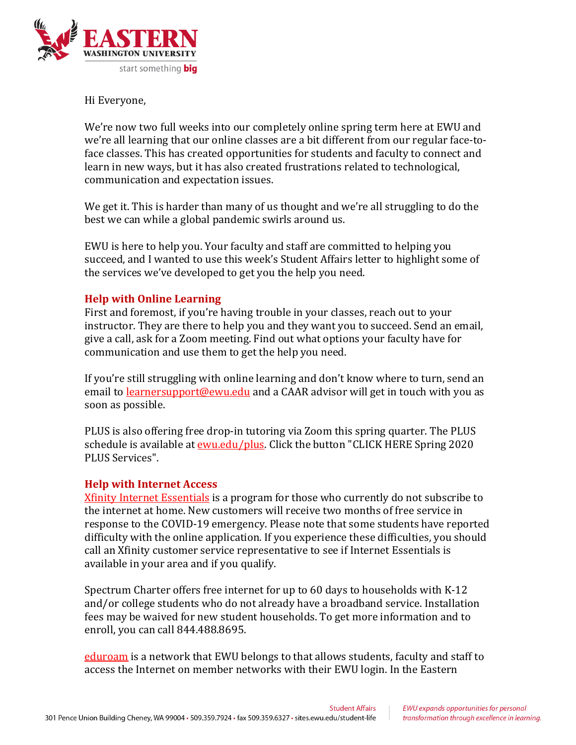Hi Everyone,

We're now two full weeks into our completely online spring term here at EWU and we're all learning that our online classes are a bit different from our regular face-to-face classes. This has created opportunities for students and faculty to connect and learn in new ways, but it has also created frustrations related to technological, communication and expectation issues.

We get it. This is harder than many of us thought and we're all struggling to do the best we can while a global pandemic swirls around us.

EWU is here to help you. Your faculty and staff are committed to helping you succeed, and I wanted to use this week's Student Affairs letter to highlight some of the services we've developed to get you the help you need.

## Help with Online Learning

First and foremost, if you're having trouble in your classes, reach out to your instructor. They are there to help you and they want you to succeed. Send an email, give a call, ask for a Zoom meeting. Find out what options your faculty have for communication and use them to get the help you need.

If you're still struggling with online learning and don't know where to turn, send an email to learnersupport@ewu.edu and a CAAR advisor will get in touch with you as soon as possible.

PLUS is also offering free drop-in tutoring via Zoom this spring quarter. The PLUS schedule is available at ewu.edu/plus. Click the button "CLICK HERE Spring 2020 PLUS Services".

## Help with Internet Access

Xfinity Internet Essentials is a program for those who currently do not subscribe to the internet at home. New customers will receive two months of free service in response to the COVID-19 emergency. Please note that some students have reported difficulty with the online application. If you experience these difficulties, you should call an Xfinity customer service representative to see if Internet Essentials is available in your area and if you qualify.

Spectrum Charter offers free internet for up to 60 days to households with K-12 and/or college students who do not already have a broadband service. Installation fees may be waived for new student households. To get more information and to enroll, you can call 844.488.8695.

eduroam is a network that EWU belongs to that allows students, faculty and staff to access the Internet on member networks with their EWU login. In the Eastern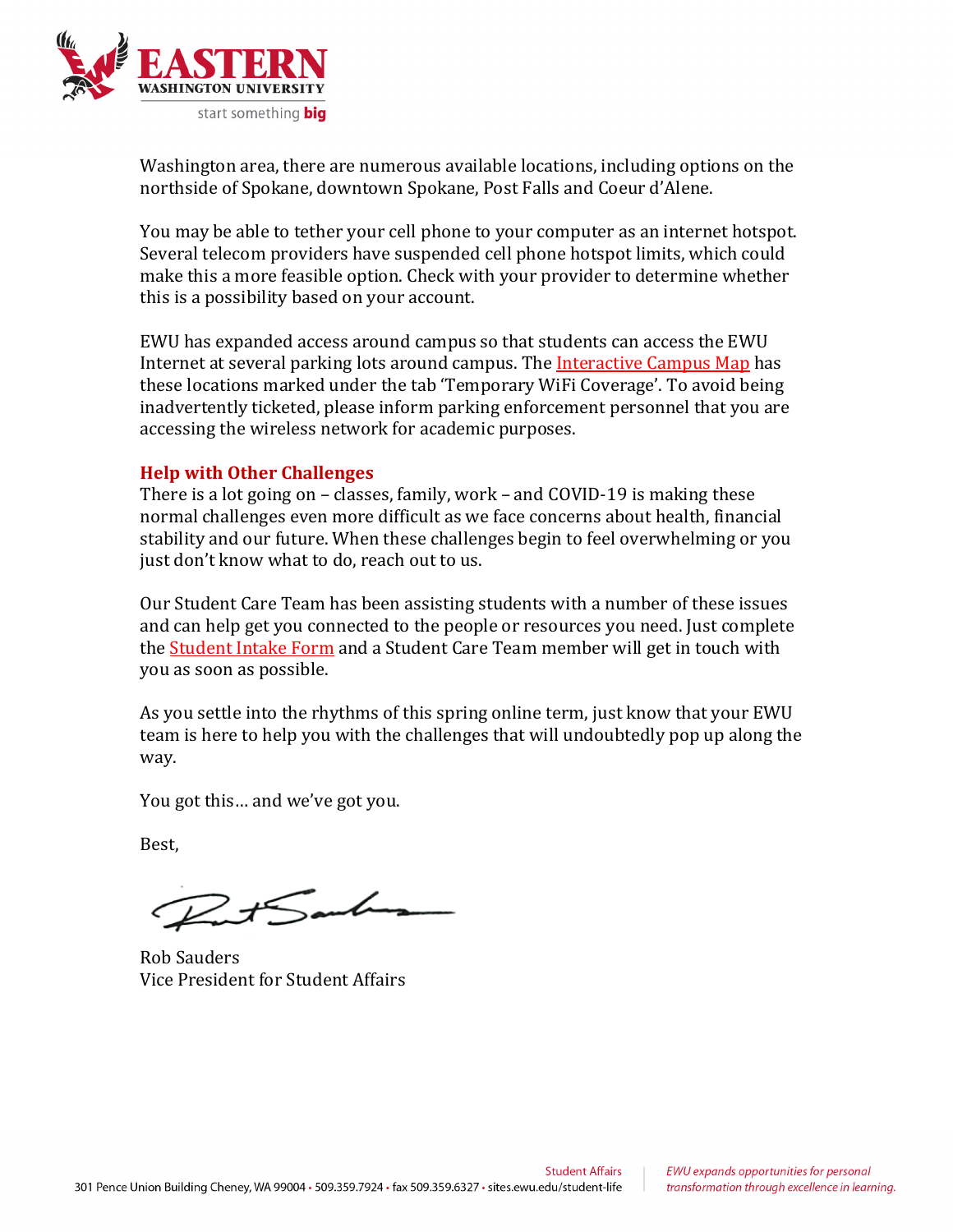Washington area, there are numerous available locations, including options on the northside of Spokane, downtown Spokane, Post Falls and Coeur d'Alene.

You may be able to tether your cell phone to your computer as an internet hotspot. Several telecom providers have suspended cell phone hotspot limits, which could make this a more feasible option. Check with your provider to determine whether this is a possibility based on your account.

EWU has expanded access around campus so that students can access the EWU Internet at several parking lots around campus. The Interactive Campus Map has these locations marked under the tab 'Temporary WiFi Coverage'. To avoid being inadvertently ticketed, please inform parking enforcement personnel that you are accessing the wireless network for academic purposes.

## Help with Other Challenges

There is a lot going on – classes, family, work – and COVID-19 is making these normal challenges even more difficult as we face concerns about health, financial stability and our future. When these challenges begin to feel overwhelming or you just don't know what to do, reach out to us.

Our Student Care Team has been assisting students with a number of these issues and can help get you connected to the people or resources you need. Just complete the Student Intake Form and a Student Care Team member will get in touch with you as soon as possible.

As you settle into the rhythms of this spring online term, just know that your EWU team is here to help you with the challenges that will undoubtedly pop up along the way.

You got this… and we've got you.

Best,

Rob Sauders
Vice President for Student Affairs